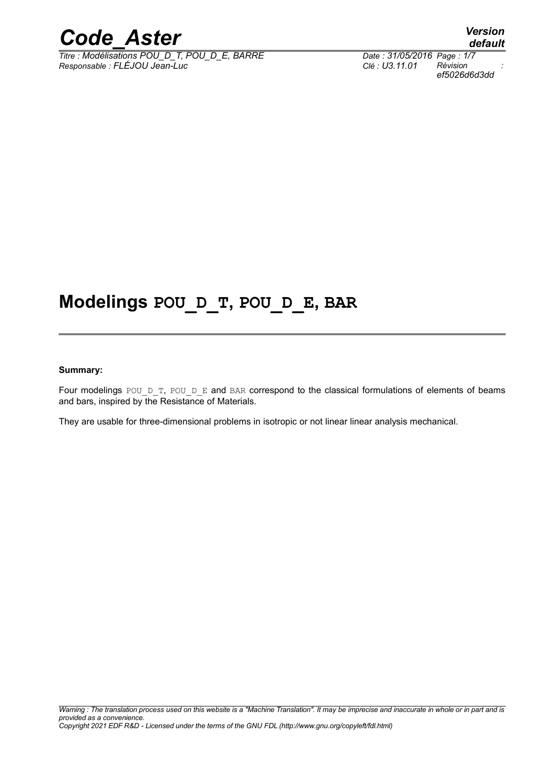# Modelings POU_D_T, POU_D_E, BAR

**Summary:**

Four modelings POU_D_T, POU_D_E and BAR correspond to the classical formulations of elements of beams and bars, inspired by the Resistance of Materials.

They are usable for three-dimensional problems in isotropic or not linear linear analysis mechanical.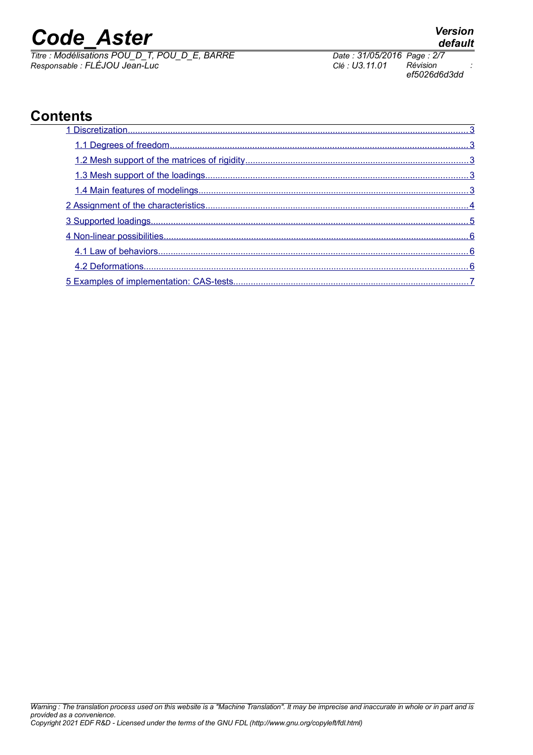# Contents

1 Discretization 3

1.1 Degrees of freedom 3

1.2 Mesh support of the matrices of rigidity 3

1.3 Mesh support of the loadings 3

1.4 Main features of modelings 3

2 Assignment of the characteristics 4

3 Supported loadings 5

4 Non-linear possibilities 6

4.1 Law of behaviors 6

4.2 Deformations 6

5 Examples of implementation: CAS-tests 7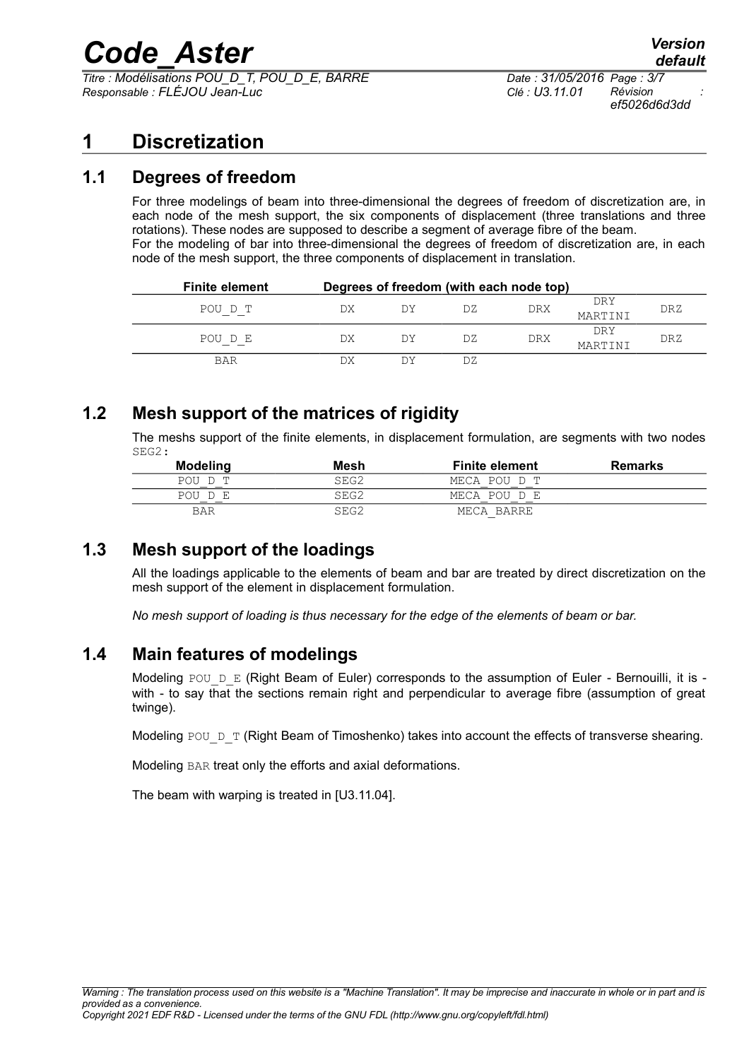# 1 Discretization

## 1.1 Degrees of freedom

For three modelings of beam into three-dimensional the degrees of freedom of discretization are, in each node of the mesh support, the six components of displacement (three translations and three rotations). These nodes are supposed to describe a segment of average fibre of the beam.
For the modeling of bar into three-dimensional the degrees of freedom of discretization are, in each node of the mesh support, the three components of displacement in translation.

| Finite element | Degrees of freedom (with each node top) | | | | | |
|---|---|---|---|---|---|---|
| POU_D_T | DX | DY | DZ | DRX | DRY MARTINI | DRZ |
| POU_D_E | DX | DY | DZ | DRX | DRY MARTINI | DRZ |
| BAR | DX | DY | DZ | | | |

## 1.2 Mesh support of the matrices of rigidity

The meshs support of the finite elements, in displacement formulation, are segments with two nodes SEG2:

| Modeling | Mesh | Finite element | Remarks |
|---|---|---|---|
| POU_D_T | SEG2 | MECA_POU_D_T | |
| POU_D_E | SEG2 | MECA_POU_D_E | |
| BAR | SEG2 | MECA_BARRE | |

## 1.3 Mesh support of the loadings

All the loadings applicable to the elements of beam and bar are treated by direct discretization on the mesh support of the element in displacement formulation.

*No mesh support of loading is thus necessary for the edge of the elements of beam or bar.*

## 1.4 Main features of modelings

Modeling POU_D_E (Right Beam of Euler) corresponds to the assumption of Euler - Bernouilli, it is - with - to say that the sections remain right and perpendicular to average fibre (assumption of great twinge).

Modeling POU_D_T (Right Beam of Timoshenko) takes into account the effects of transverse shearing.

Modeling BAR treat only the efforts and axial deformations.

The beam with warping is treated in [U3.11.04].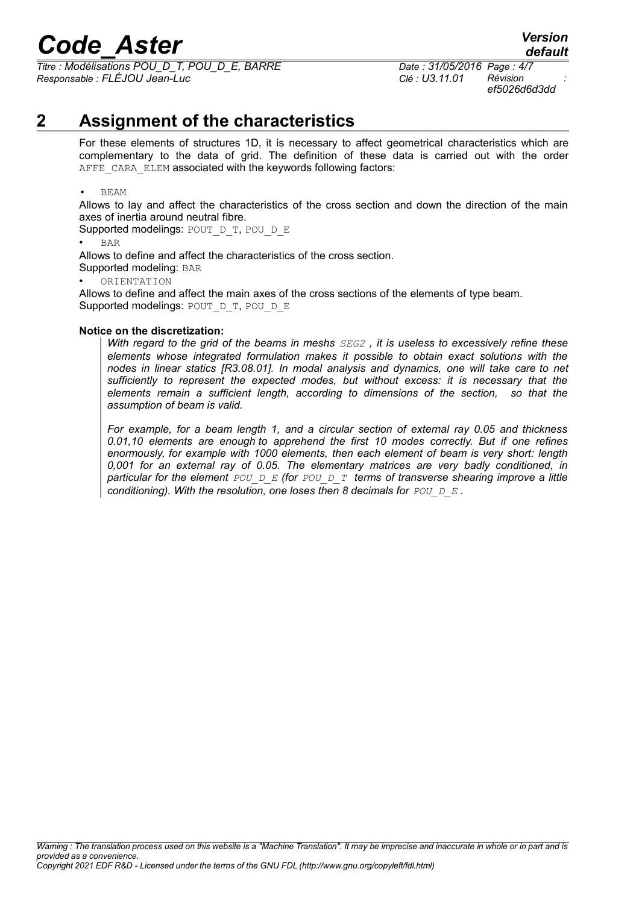# 2 Assignment of the characteristics

For these elements of structures 1D, it is necessary to affect geometrical characteristics which are complementary to the data of grid. The definition of these data is carried out with the order AFFE_CARA_ELEM associated with the keywords following factors:

- BEAM

Allows to lay and affect the characteristics of the cross section and down the direction of the main axes of inertia around neutral fibre.
Supported modelings: POUT_D_T, POU_D_E

- BAR

Allows to define and affect the characteristics of the cross section.
Supported modeling: BAR

- ORIENTATION

Allows to define and affect the main axes of the cross sections of the elements of type beam.
Supported modelings: POUT_D_T, POU_D_E

**Notice on the discretization:**

*With regard to the grid of the beams in meshs SEG2 , it is useless to excessively refine these elements whose integrated formulation makes it possible to obtain exact solutions with the nodes in linear statics [R3.08.01]. In modal analysis and dynamics, one will take care to net sufficiently to represent the expected modes, but without excess: it is necessary that the elements remain a sufficient length, according to dimensions of the section, so that the assumption of beam is valid.*

*For example, for a beam length 1, and a circular section of external ray 0.05 and thickness 0.01,10 elements are enough to apprehend the first 10 modes correctly. But if one refines enormously, for example with 1000 elements, then each element of beam is very short: length 0,001 for an external ray of 0.05. The elementary matrices are very badly conditioned, in particular for the element POU_D_E (for POU_D_T terms of transverse shearing improve a little conditioning). With the resolution, one loses then 8 decimals for POU_D_E .*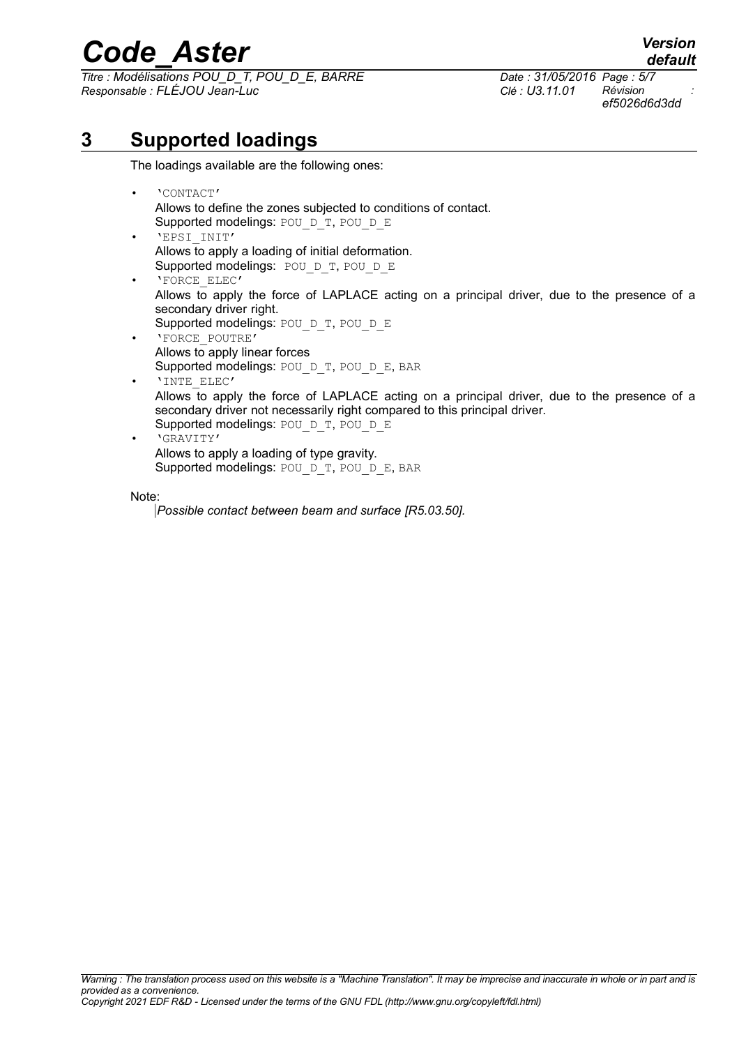# 3 Supported loadings

The loadings available are the following ones:

- 'CONTACT'
  Allows to define the zones subjected to conditions of contact.
  Supported modelings: POU_D_T, POU_D_E
- 'EPSI_INIT'
  Allows to apply a loading of initial deformation.
  Supported modelings: POU_D_T, POU_D_E
- 'FORCE_ELEC'
  Allows to apply the force of LAPLACE acting on a principal driver, due to the presence of a secondary driver right.
  Supported modelings: POU_D_T, POU_D_E
- 'FORCE_POUTRE'
  Allows to apply linear forces
  Supported modelings: POU_D_T, POU_D_E, BAR
- 'INTE_ELEC'
  Allows to apply the force of LAPLACE acting on a principal driver, due to the presence of a secondary driver not necessarily right compared to this principal driver.
  Supported modelings: POU_D_T, POU_D_E
- 'GRAVITY'
  Allows to apply a loading of type gravity.
  Supported modelings: POU_D_T, POU_D_E, BAR

Note:

*Possible contact between beam and surface [R5.03.50].*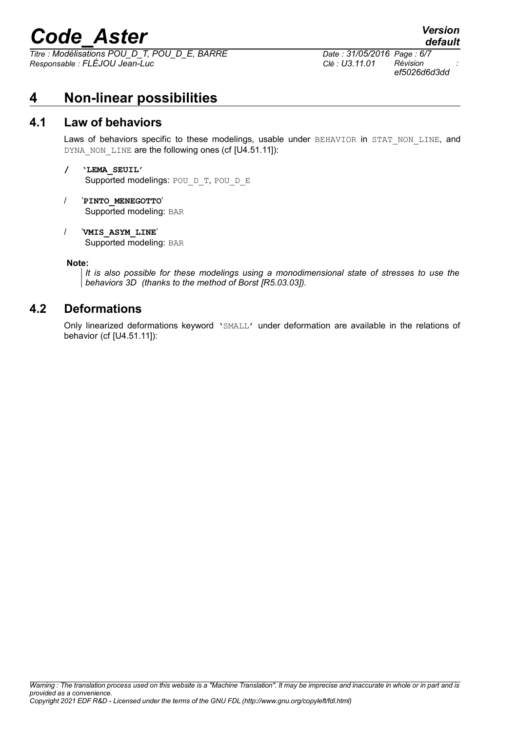# 4 Non-linear possibilities

## 4.1 Law of behaviors

Laws of behaviors specific to these modelings, usable under BEHAVIOR in STAT_NON_LINE, and DYNA_NON_LINE are the following ones (cf [U4.51.11]):

/ **'LEMA_SEUIL'**
Supported modelings: POU_D_T, POU_D_E

/ **'PINTO_MENEGOTTO'**
Supported modeling: BAR

/ **'VMIS_ASYM_LINE'**
Supported modeling: BAR

**Note:**

*It is also possible for these modelings using a monodimensional state of stresses to use the behaviors 3D (thanks to the method of Borst [R5.03.03]).*

## 4.2 Deformations

Only linearized deformations keyword 'SMALL' under deformation are available in the relations of behavior (cf [U4.51.11]):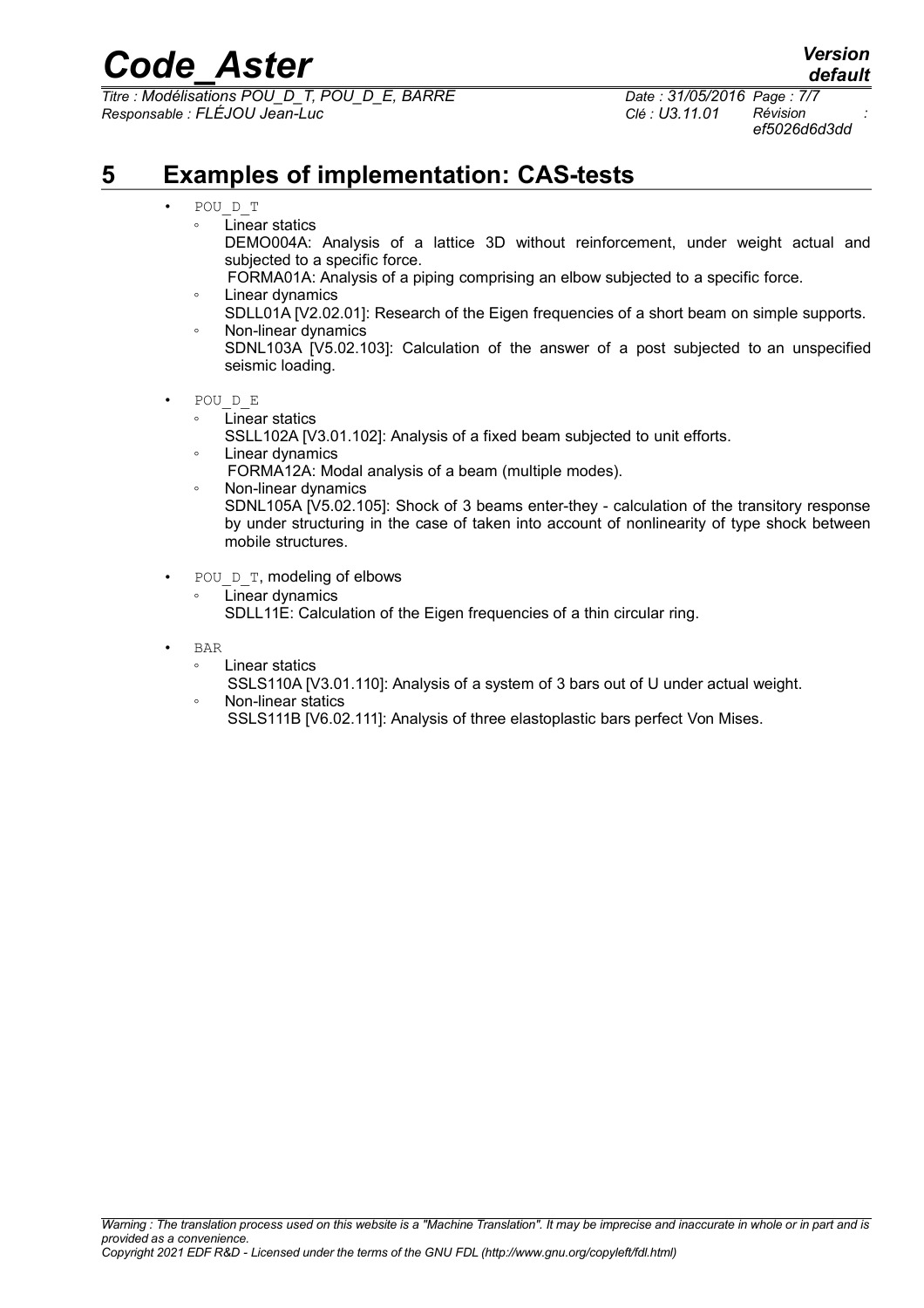# 5 Examples of implementation: CAS-tests

- POU_D_T
  - Linear statics
    DEMO004A: Analysis of a lattice 3D without reinforcement, under weight actual and subjected to a specific force.
    FORMA01A: Analysis of a piping comprising an elbow subjected to a specific force.
  - Linear dynamics
    SDLL01A [V2.02.01]: Research of the Eigen frequencies of a short beam on simple supports.
  - Non-linear dynamics
    SDNL103A [V5.02.103]: Calculation of the answer of a post subjected to an unspecified seismic loading.
- POU_D_E
  - Linear statics
    SSLL102A [V3.01.102]: Analysis of a fixed beam subjected to unit efforts.
  - Linear dynamics
    FORMA12A: Modal analysis of a beam (multiple modes).
  - Non-linear dynamics
    SDNL105A [V5.02.105]: Shock of 3 beams enter-they - calculation of the transitory response by under structuring in the case of taken into account of nonlinearity of type shock between mobile structures.
- POU_D_T, modeling of elbows
  - Linear dynamics
    SDLL11E: Calculation of the Eigen frequencies of a thin circular ring.
- BAR
  - Linear statics
    SSLS110A [V3.01.110]: Analysis of a system of 3 bars out of U under actual weight.
  - Non-linear statics
    SSLS111B [V6.02.111]: Analysis of three elastoplastic bars perfect Von Mises.